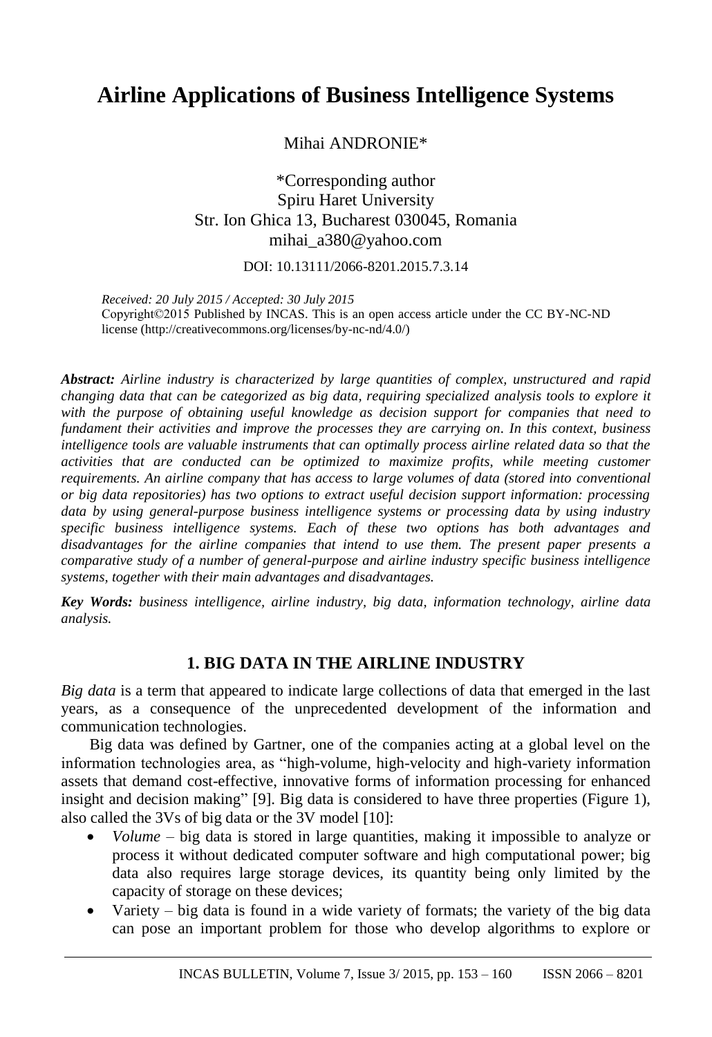# Airline Applications of Business Intelligence Systems

Mihai ANDRONIE*

*Corresponding author
Spiru Haret University
Str. Ion Ghica 13, Bucharest 030045, Romania
mihai_a380@yahoo.com

DOI: 10.13111/2066-8201.2015.7.3.14

*Received: 20 July 2015 / Accepted: 30 July 2015*
Copyright©2015 Published by INCAS. This is an open access article under the CC BY-NC-ND license (http://creativecommons.org/licenses/by-nc-nd/4.0/)

***Abstract:*** *Airline industry is characterized by large quantities of complex, unstructured and rapid changing data that can be categorized as big data, requiring specialized analysis tools to explore it with the purpose of obtaining useful knowledge as decision support for companies that need to fundament their activities and improve the processes they are carrying on. In this context, business intelligence tools are valuable instruments that can optimally process airline related data so that the activities that are conducted can be optimized to maximize profits, while meeting customer requirements. An airline company that has access to large volumes of data (stored into conventional or big data repositories) has two options to extract useful decision support information: processing data by using general-purpose business intelligence systems or processing data by using industry specific business intelligence systems. Each of these two options has both advantages and disadvantages for the airline companies that intend to use them. The present paper presents a comparative study of a number of general-purpose and airline industry specific business intelligence systems, together with their main advantages and disadvantages.*

***Key Words:*** *business intelligence, airline industry, big data, information technology, airline data analysis.*

## 1. BIG DATA IN THE AIRLINE INDUSTRY

*Big data* is a term that appeared to indicate large collections of data that emerged in the last years, as a consequence of the unprecedented development of the information and communication technologies.

Big data was defined by Gartner, one of the companies acting at a global level on the information technologies area, as "high-volume, high-velocity and high-variety information assets that demand cost-effective, innovative forms of information processing for enhanced insight and decision making" [9]. Big data is considered to have three properties (Figure 1), also called the 3Vs of big data or the 3V model [10]:

- *Volume* – big data is stored in large quantities, making it impossible to analyze or process it without dedicated computer software and high computational power; big data also requires large storage devices, its quantity being only limited by the capacity of storage on these devices;
- Variety – big data is found in a wide variety of formats; the variety of the big data can pose an important problem for those who develop algorithms to explore or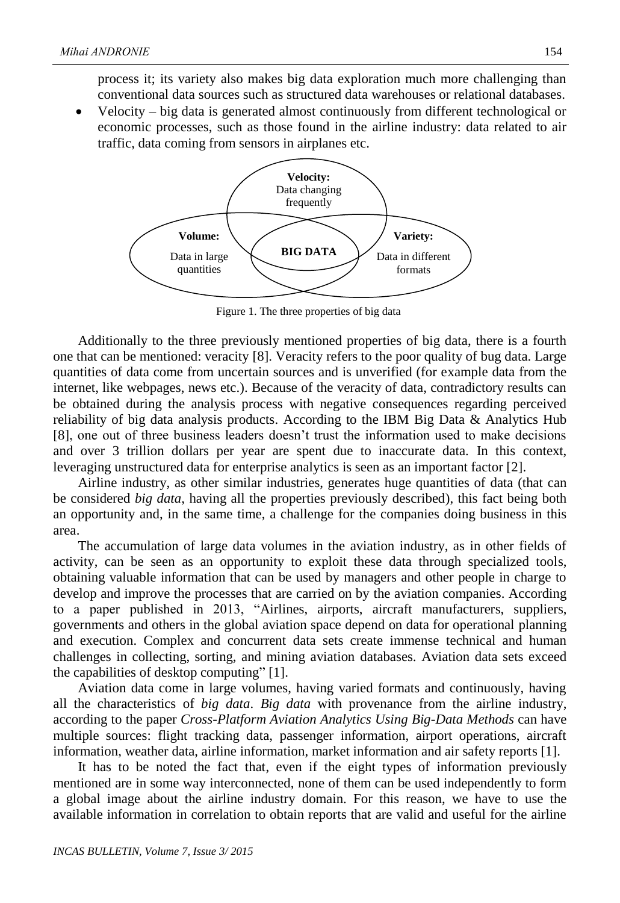process it; its variety also makes big data exploration much more challenging than conventional data sources such as structured data warehouses or relational databases.

- Velocity – big data is generated almost continuously from different technological or economic processes, such as those found in the airline industry: data related to air traffic, data coming from sensors in airplanes etc.

**Velocity:** Data changing frequently

**Volume:** Data in large quantities

**BIG DATA**

**Variety:** Data in different formats

Figure 1. The three properties of big data

Additionally to the three previously mentioned properties of big data, there is a fourth one that can be mentioned: veracity [8]. Veracity refers to the poor quality of bug data. Large quantities of data come from uncertain sources and is unverified (for example data from the internet, like webpages, news etc.). Because of the veracity of data, contradictory results can be obtained during the analysis process with negative consequences regarding perceived reliability of big data analysis products. According to the IBM Big Data & Analytics Hub [8], one out of three business leaders doesn't trust the information used to make decisions and over 3 trillion dollars per year are spent due to inaccurate data. In this context, leveraging unstructured data for enterprise analytics is seen as an important factor [2].

Airline industry, as other similar industries, generates huge quantities of data (that can be considered *big data*, having all the properties previously described), this fact being both an opportunity and, in the same time, a challenge for the companies doing business in this area.

The accumulation of large data volumes in the aviation industry, as in other fields of activity, can be seen as an opportunity to exploit these data through specialized tools, obtaining valuable information that can be used by managers and other people in charge to develop and improve the processes that are carried on by the aviation companies. According to a paper published in 2013, "Airlines, airports, aircraft manufacturers, suppliers, governments and others in the global aviation space depend on data for operational planning and execution. Complex and concurrent data sets create immense technical and human challenges in collecting, sorting, and mining aviation databases. Aviation data sets exceed the capabilities of desktop computing" [1].

Aviation data come in large volumes, having varied formats and continuously, having all the characteristics of *big data*. *Big data* with provenance from the airline industry, according to the paper *Cross-Platform Aviation Analytics Using Big-Data Methods* can have multiple sources: flight tracking data, passenger information, airport operations, aircraft information, weather data, airline information, market information and air safety reports [1].

It has to be noted the fact that, even if the eight types of information previously mentioned are in some way interconnected, none of them can be used independently to form a global image about the airline industry domain. For this reason, we have to use the available information in correlation to obtain reports that are valid and useful for the airline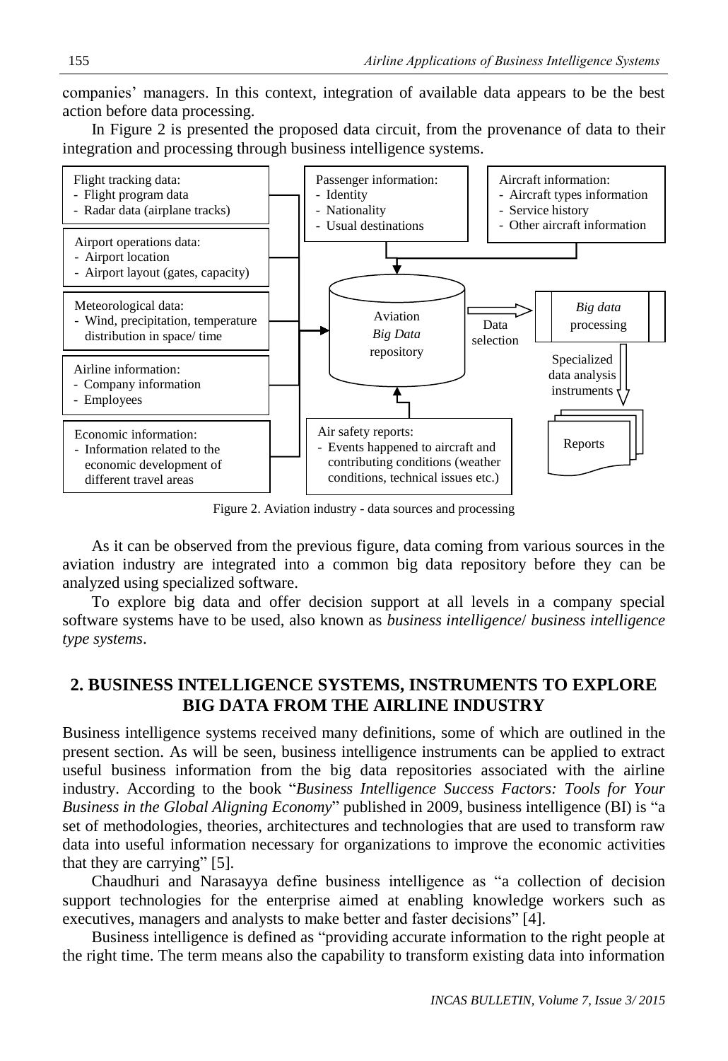companies' managers. In this context, integration of available data appears to be the best action before data processing.

In Figure 2 is presented the proposed data circuit, from the provenance of data to their integration and processing through business intelligence systems.

Flight tracking data:
- Flight program data
- Radar data (airplane tracks)

Airport operations data:
- Airport location
- Airport layout (gates, capacity)

Meteorological data:
- Wind, precipitation, temperature distribution in space/ time

Airline information:
- Company information
- Employees

Economic information:
- Information related to the economic development of different travel areas

Passenger information:
- Identity
- Nationality
- Usual destinations

Aircraft information:
- Aircraft types information
- Service history
- Other aircraft information

Aviation *Big Data* repository

Data selection

*Big data* processing

Specialized data analysis instruments

Reports

Air safety reports:
- Events happened to aircraft and contributing conditions (weather conditions, technical issues etc.)

Figure 2. Aviation industry - data sources and processing

As it can be observed from the previous figure, data coming from various sources in the aviation industry are integrated into a common big data repository before they can be analyzed using specialized software.

To explore big data and offer decision support at all levels in a company special software systems have to be used, also known as *business intelligence*/ *business intelligence type systems*.

## 2. BUSINESS INTELLIGENCE SYSTEMS, INSTRUMENTS TO EXPLORE BIG DATA FROM THE AIRLINE INDUSTRY

Business intelligence systems received many definitions, some of which are outlined in the present section. As will be seen, business intelligence instruments can be applied to extract useful business information from the big data repositories associated with the airline industry. According to the book "*Business Intelligence Success Factors: Tools for Your Business in the Global Aligning Economy*" published in 2009, business intelligence (BI) is "a set of methodologies, theories, architectures and technologies that are used to transform raw data into useful information necessary for organizations to improve the economic activities that they are carrying" [5].

Chaudhuri and Narasayya define business intelligence as "a collection of decision support technologies for the enterprise aimed at enabling knowledge workers such as executives, managers and analysts to make better and faster decisions" [4].

Business intelligence is defined as "providing accurate information to the right people at the right time. The term means also the capability to transform existing data into information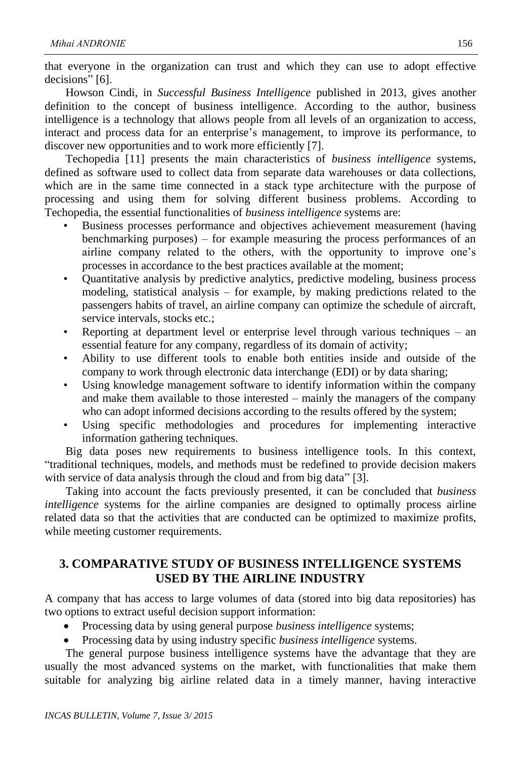that everyone in the organization can trust and which they can use to adopt effective decisions" [6].

Howson Cindi, in *Successful Business Intelligence* published in 2013, gives another definition to the concept of business intelligence. According to the author, business intelligence is a technology that allows people from all levels of an organization to access, interact and process data for an enterprise's management, to improve its performance, to discover new opportunities and to work more efficiently [7].

Techopedia [11] presents the main characteristics of *business intelligence* systems, defined as software used to collect data from separate data warehouses or data collections, which are in the same time connected in a stack type architecture with the purpose of processing and using them for solving different business problems. According to Techopedia, the essential functionalities of *business intelligence* systems are:

- Business processes performance and objectives achievement measurement (having benchmarking purposes) – for example measuring the process performances of an airline company related to the others, with the opportunity to improve one's processes in accordance to the best practices available at the moment;
- Quantitative analysis by predictive analytics, predictive modeling, business process modeling, statistical analysis – for example, by making predictions related to the passengers habits of travel, an airline company can optimize the schedule of aircraft, service intervals, stocks etc.;
- Reporting at department level or enterprise level through various techniques – an essential feature for any company, regardless of its domain of activity;
- Ability to use different tools to enable both entities inside and outside of the company to work through electronic data interchange (EDI) or by data sharing;
- Using knowledge management software to identify information within the company and make them available to those interested – mainly the managers of the company who can adopt informed decisions according to the results offered by the system;
- Using specific methodologies and procedures for implementing interactive information gathering techniques.

Big data poses new requirements to business intelligence tools. In this context, "traditional techniques, models, and methods must be redefined to provide decision makers with service of data analysis through the cloud and from big data" [3].

Taking into account the facts previously presented, it can be concluded that *business intelligence* systems for the airline companies are designed to optimally process airline related data so that the activities that are conducted can be optimized to maximize profits, while meeting customer requirements.

## 3. COMPARATIVE STUDY OF BUSINESS INTELLIGENCE SYSTEMS USED BY THE AIRLINE INDUSTRY

A company that has access to large volumes of data (stored into big data repositories) has two options to extract useful decision support information:

- Processing data by using general purpose *business intelligence* systems;
- Processing data by using industry specific *business intelligence* systems.

The general purpose business intelligence systems have the advantage that they are usually the most advanced systems on the market, with functionalities that make them suitable for analyzing big airline related data in a timely manner, having interactive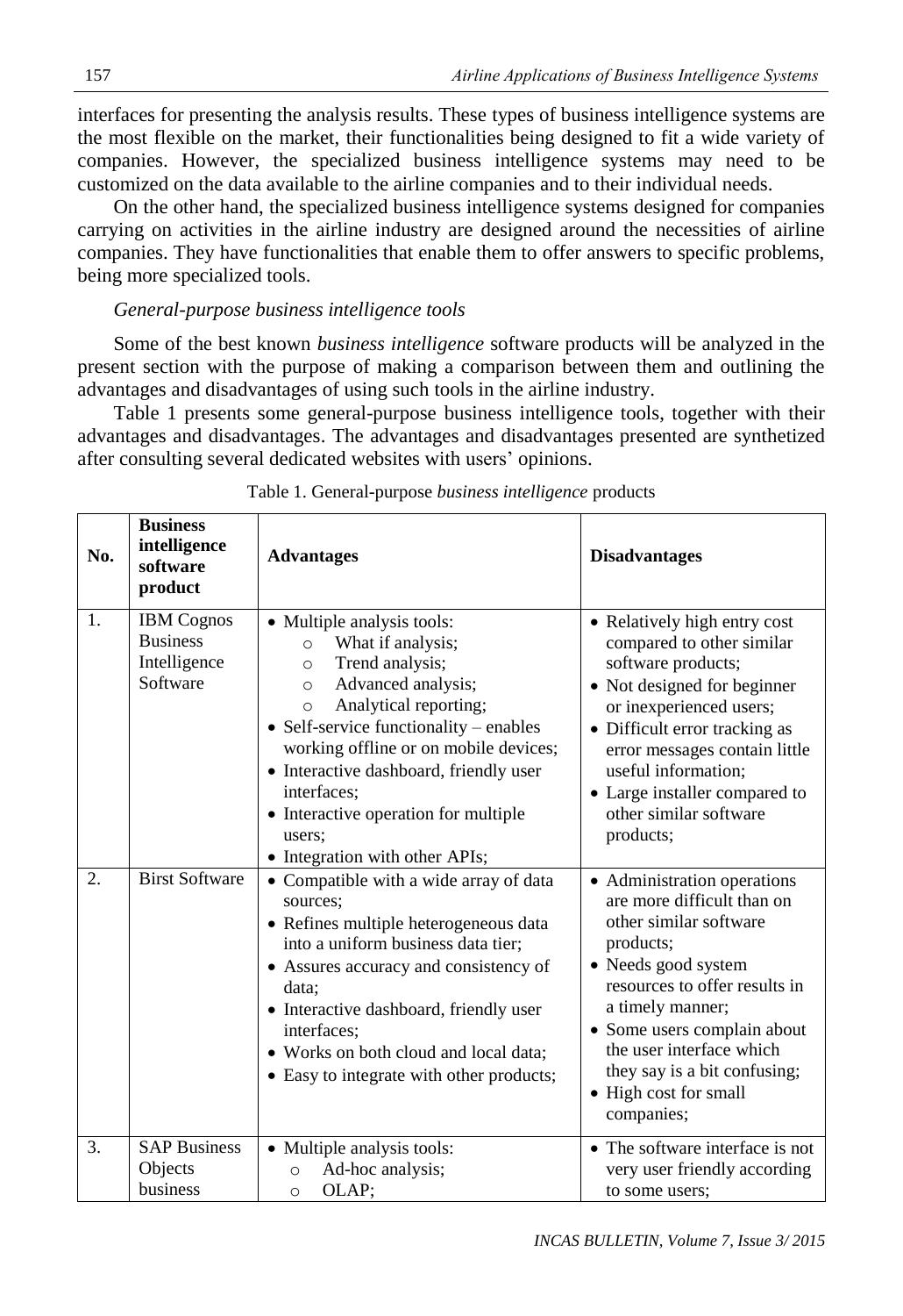interfaces for presenting the analysis results. These types of business intelligence systems are the most flexible on the market, their functionalities being designed to fit a wide variety of companies. However, the specialized business intelligence systems may need to be customized on the data available to the airline companies and to their individual needs.

On the other hand, the specialized business intelligence systems designed for companies carrying on activities in the airline industry are designed around the necessities of airline companies. They have functionalities that enable them to offer answers to specific problems, being more specialized tools.

*General-purpose business intelligence tools*

Some of the best known *business intelligence* software products will be analyzed in the present section with the purpose of making a comparison between them and outlining the advantages and disadvantages of using such tools in the airline industry.

Table 1 presents some general-purpose business intelligence tools, together with their advantages and disadvantages. The advantages and disadvantages presented are synthetized after consulting several dedicated websites with users' opinions.

Table 1. General-purpose *business intelligence* products

| No. | Business intelligence software product | Advantages | Disadvantages |
|---|---|---|---|
| 1. | IBM Cognos Business Intelligence Software | • Multiple analysis tools:<br>○ What if analysis;<br>○ Trend analysis;<br>○ Advanced analysis;<br>○ Analytical reporting;<br>• Self-service functionality – enables working offline or on mobile devices;<br>• Interactive dashboard, friendly user interfaces;<br>• Interactive operation for multiple users;<br>• Integration with other APIs; | • Relatively high entry cost compared to other similar software products;<br>• Not designed for beginner or inexperienced users;<br>• Difficult error tracking as error messages contain little useful information;<br>• Large installer compared to other similar software products; |
| 2. | Birst Software | • Compatible with a wide array of data sources;<br>• Refines multiple heterogeneous data into a uniform business data tier;<br>• Assures accuracy and consistency of data;<br>• Interactive dashboard, friendly user interfaces;<br>• Works on both cloud and local data;<br>• Easy to integrate with other products; | • Administration operations are more difficult than on other similar software products;<br>• Needs good system resources to offer results in a timely manner;<br>• Some users complain about the user interface which they say is a bit confusing;<br>• High cost for small companies; |
| 3. | SAP Business Objects business | • Multiple analysis tools:<br>○ Ad-hoc analysis;<br>○ OLAP; | • The software interface is not very user friendly according to some users; |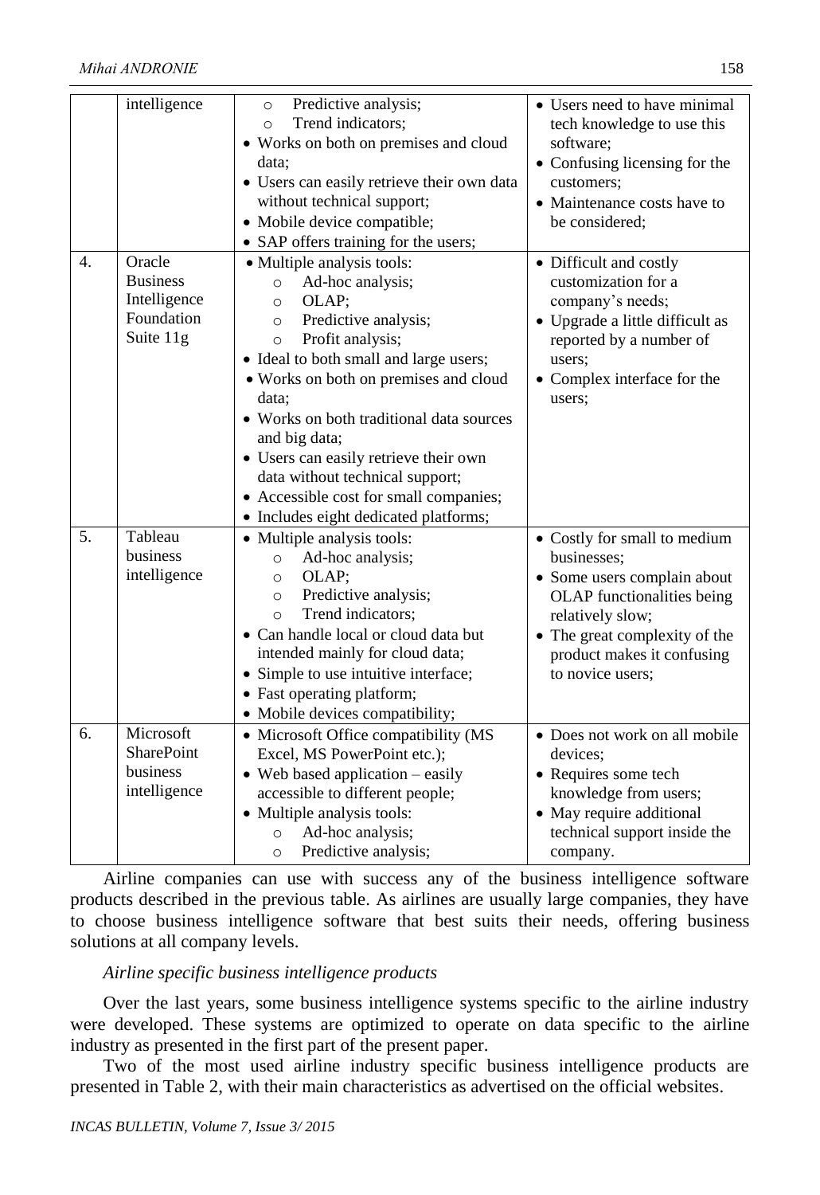| | intelligence | <ul><li>Predictive analysis;</li><li>Trend indicators;</li></ul>• Works on both on premises and cloud data;<br>• Users can easily retrieve their own data without technical support;<br>• Mobile device compatible;<br>• SAP offers training for the users; | • Users need to have minimal tech knowledge to use this software;<br>• Confusing licensing for the customers;<br>• Maintenance costs have to be considered; |
|---|---|---|---|
| 4. | Oracle Business Intelligence Foundation Suite 11g | • Multiple analysis tools:<ul><li>Ad-hoc analysis;</li><li>OLAP;</li><li>Predictive analysis;</li><li>Profit analysis;</li></ul>• Ideal to both small and large users;<br>• Works on both on premises and cloud data;<br>• Works on both traditional data sources and big data;<br>• Users can easily retrieve their own data without technical support;<br>• Accessible cost for small companies;<br>• Includes eight dedicated platforms; | • Difficult and costly customization for a company's needs;<br>• Upgrade a little difficult as reported by a number of users;<br>• Complex interface for the users; |
| 5. | Tableau business intelligence | • Multiple analysis tools:<ul><li>Ad-hoc analysis;</li><li>OLAP;</li><li>Predictive analysis;</li><li>Trend indicators;</li></ul>• Can handle local or cloud data but intended mainly for cloud data;<br>• Simple to use intuitive interface;<br>• Fast operating platform;<br>• Mobile devices compatibility; | • Costly for small to medium businesses;<br>• Some users complain about OLAP functionalities being relatively slow;<br>• The great complexity of the product makes it confusing to novice users; |
| 6. | Microsoft SharePoint business intelligence | • Microsoft Office compatibility (MS Excel, MS PowerPoint etc.);<br>• Web based application – easily accessible to different people;<br>• Multiple analysis tools:<ul><li>Ad-hoc analysis;</li><li>Predictive analysis;</li></ul> | • Does not work on all mobile devices;<br>• Requires some tech knowledge from users;<br>• May require additional technical support inside the company. |

Airline companies can use with success any of the business intelligence software products described in the previous table. As airlines are usually large companies, they have to choose business intelligence software that best suits their needs, offering business solutions at all company levels.

*Airline specific business intelligence products*

Over the last years, some business intelligence systems specific to the airline industry were developed. These systems are optimized to operate on data specific to the airline industry as presented in the first part of the present paper.

Two of the most used airline industry specific business intelligence products are presented in Table 2, with their main characteristics as advertised on the official websites.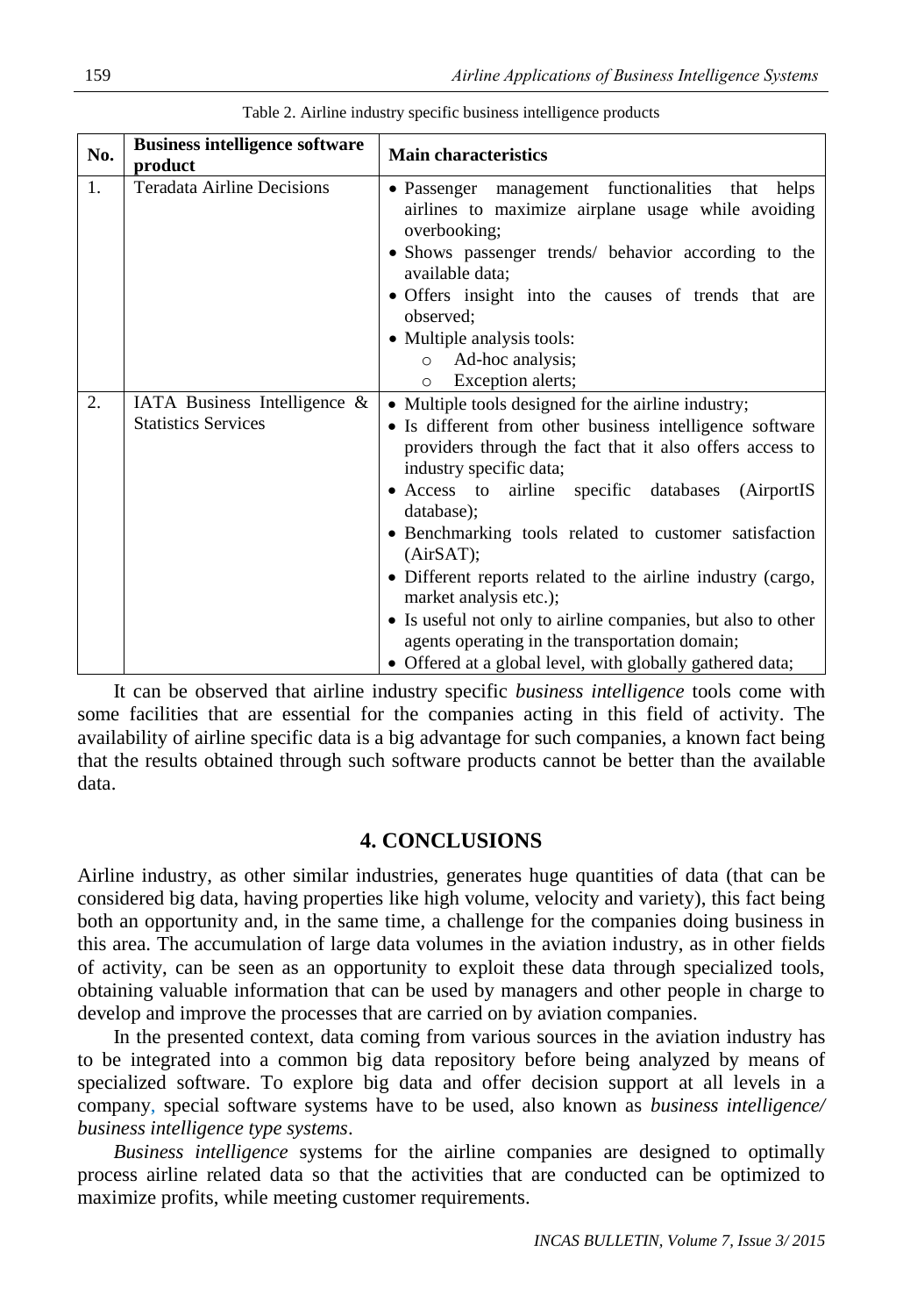Table 2. Airline industry specific business intelligence products

| No. | Business intelligence software product | Main characteristics |
|---|---|---|
| 1. | Teradata Airline Decisions | • Passenger management functionalities that helps airlines to maximize airplane usage while avoiding overbooking;<br>• Shows passenger trends/ behavior according to the available data;<br>• Offers insight into the causes of trends that are observed;<br>• Multiple analysis tools:<br>  ○ Ad-hoc analysis;<br>  ○ Exception alerts; |
| 2. | IATA Business Intelligence & Statistics Services | • Multiple tools designed for the airline industry;<br>• Is different from other business intelligence software providers through the fact that it also offers access to industry specific data;<br>• Access to airline specific databases (AirportIS database);<br>• Benchmarking tools related to customer satisfaction (AirSAT);<br>• Different reports related to the airline industry (cargo, market analysis etc.);<br>• Is useful not only to airline companies, but also to other agents operating in the transportation domain;<br>• Offered at a global level, with globally gathered data; |

It can be observed that airline industry specific *business intelligence* tools come with some facilities that are essential for the companies acting in this field of activity. The availability of airline specific data is a big advantage for such companies, a known fact being that the results obtained through such software products cannot be better than the available data.

## 4. CONCLUSIONS

Airline industry, as other similar industries, generates huge quantities of data (that can be considered big data, having properties like high volume, velocity and variety), this fact being both an opportunity and, in the same time, a challenge for the companies doing business in this area. The accumulation of large data volumes in the aviation industry, as in other fields of activity, can be seen as an opportunity to exploit these data through specialized tools, obtaining valuable information that can be used by managers and other people in charge to develop and improve the processes that are carried on by aviation companies.

In the presented context, data coming from various sources in the aviation industry has to be integrated into a common big data repository before being analyzed by means of specialized software. To explore big data and offer decision support at all levels in a company, special software systems have to be used, also known as *business intelligence/ business intelligence type systems*.

*Business intelligence* systems for the airline companies are designed to optimally process airline related data so that the activities that are conducted can be optimized to maximize profits, while meeting customer requirements.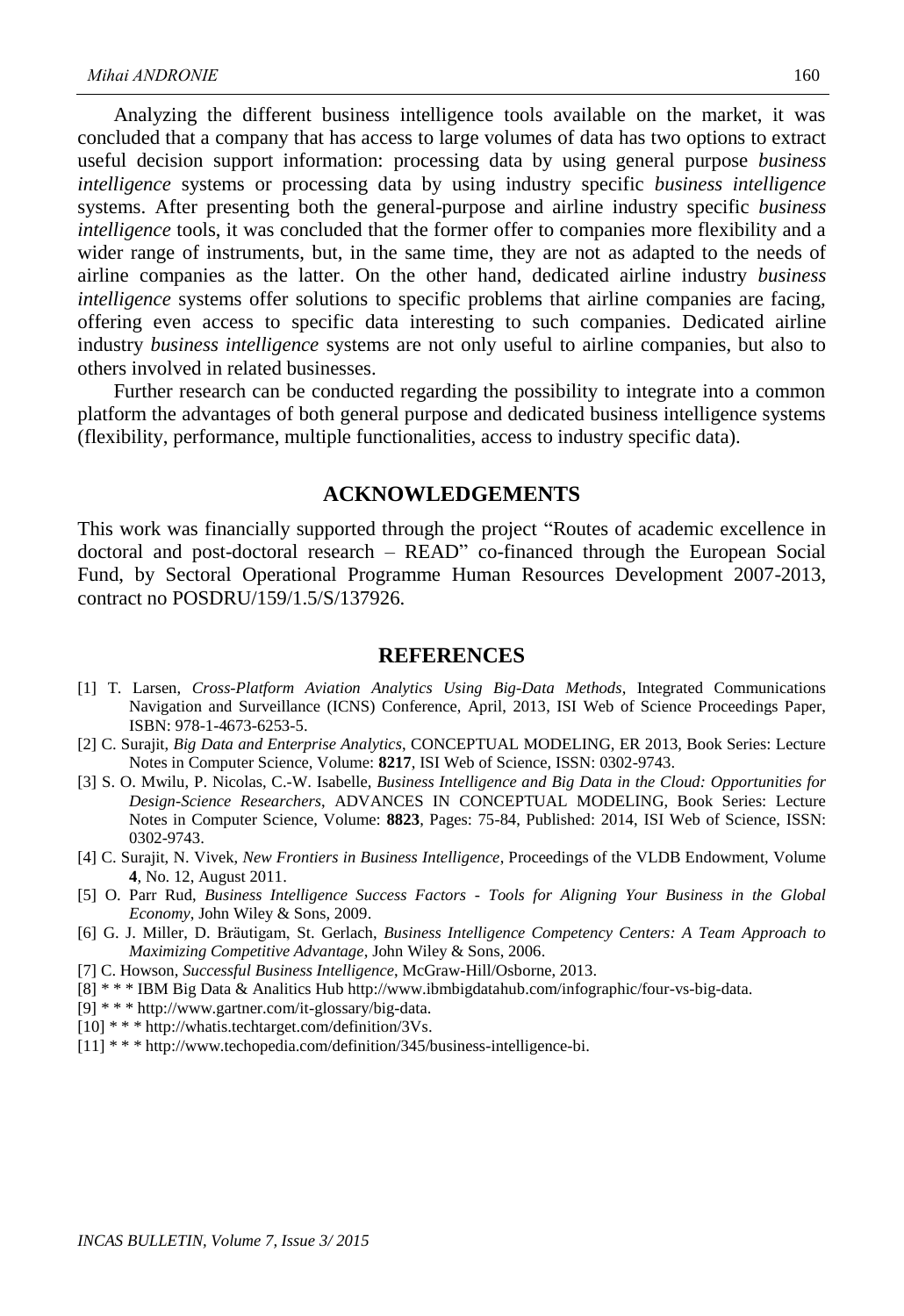Analyzing the different business intelligence tools available on the market, it was concluded that a company that has access to large volumes of data has two options to extract useful decision support information: processing data by using general purpose *business intelligence* systems or processing data by using industry specific *business intelligence* systems. After presenting both the general-purpose and airline industry specific *business intelligence* tools, it was concluded that the former offer to companies more flexibility and a wider range of instruments, but, in the same time, they are not as adapted to the needs of airline companies as the latter. On the other hand, dedicated airline industry *business intelligence* systems offer solutions to specific problems that airline companies are facing, offering even access to specific data interesting to such companies. Dedicated airline industry *business intelligence* systems are not only useful to airline companies, but also to others involved in related businesses.

Further research can be conducted regarding the possibility to integrate into a common platform the advantages of both general purpose and dedicated business intelligence systems (flexibility, performance, multiple functionalities, access to industry specific data).

## ACKNOWLEDGEMENTS

This work was financially supported through the project "Routes of academic excellence in doctoral and post-doctoral research – READ" co-financed through the European Social Fund, by Sectoral Operational Programme Human Resources Development 2007-2013, contract no POSDRU/159/1.5/S/137926.

## REFERENCES

[1] T. Larsen, *Cross-Platform Aviation Analytics Using Big-Data Methods*, Integrated Communications Navigation and Surveillance (ICNS) Conference, April, 2013, ISI Web of Science Proceedings Paper, ISBN: 978-1-4673-6253-5.

[2] C. Surajit, *Big Data and Enterprise Analytics*, CONCEPTUAL MODELING, ER 2013, Book Series: Lecture Notes in Computer Science, Volume: **8217**, ISI Web of Science, ISSN: 0302-9743.

[3] S. O. Mwilu, P. Nicolas, C.-W. Isabelle, *Business Intelligence and Big Data in the Cloud: Opportunities for Design-Science Researchers*, ADVANCES IN CONCEPTUAL MODELING, Book Series: Lecture Notes in Computer Science, Volume: **8823**, Pages: 75-84, Published: 2014, ISI Web of Science, ISSN: 0302-9743.

[4] C. Surajit, N. Vivek, *New Frontiers in Business Intelligence*, Proceedings of the VLDB Endowment, Volume **4**, No. 12, August 2011.

[5] O. Parr Rud, *Business Intelligence Success Factors - Tools for Aligning Your Business in the Global Economy*, John Wiley & Sons, 2009.

[6] G. J. Miller, D. Bräutigam, St. Gerlach, *Business Intelligence Competency Centers: A Team Approach to Maximizing Competitive Advantage*, John Wiley & Sons, 2006.

[7] C. Howson, *Successful Business Intelligence*, McGraw-Hill/Osborne, 2013.

[8] * * * IBM Big Data & Analitics Hub http://www.ibmbigdatahub.com/infographic/four-vs-big-data.

[9] * * * http://www.gartner.com/it-glossary/big-data.

[10] * * * http://whatis.techtarget.com/definition/3Vs.

[11] * * * http://www.techopedia.com/definition/345/business-intelligence-bi.